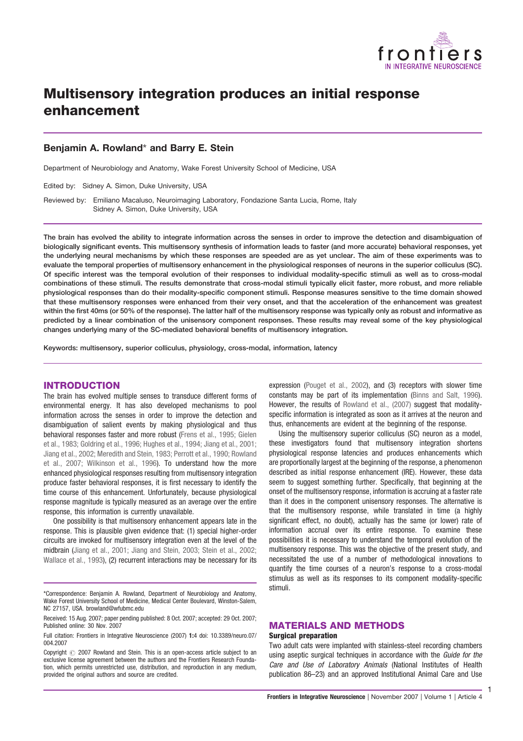# Multisensory integration produces an initial response enhancement

## Benjamin A. Rowland* and Barry E. Stein

Department of Neurobiology and Anatomy, Wake Forest University School of Medicine, USA

Edited by: Sidney A. Simon, Duke University, USA

Reviewed by: Emiliano Macaluso, Neuroimaging Laboratory, Fondazione Santa Lucia, Rome, Italy
Sidney A. Simon, Duke University, USA

**The brain has evolved the ability to integrate information across the senses in order to improve the detection and disambiguation of biologically significant events. This multisensory synthesis of information leads to faster (and more accurate) behavioral responses, yet the underlying neural mechanisms by which these responses are speeded are as yet unclear. The aim of these experiments was to evaluate the temporal properties of multisensory enhancement in the physiological responses of neurons in the superior colliculus (SC). Of specific interest was the temporal evolution of their responses to individual modality-specific stimuli as well as to cross-modal combinations of these stimuli. The results demonstrate that cross-modal stimuli typically elicit faster, more robust, and more reliable physiological responses than do their modality-specific component stimuli. Response measures sensitive to the time domain showed that these multisensory responses were enhanced from their very onset, and that the acceleration of the enhancement was greatest within the first 40ms (or 50% of the response). The latter half of the multisensory response was typically only as robust and informative as predicted by a linear combination of the unisensory component responses. These results may reveal some of the key physiological changes underlying many of the SC-mediated behavioral benefits of multisensory integration.**

**Keywords: multisensory, superior colliculus, physiology, cross-modal, information, latency**

## INTRODUCTION

The brain has evolved multiple senses to transduce different forms of environmental energy. It has also developed mechanisms to pool information across the senses in order to improve the detection and disambiguation of salient events by making physiological and thus behavioral responses faster and more robust (Frens et al., 1995; Gielen et al., 1983; Goldring et al., 1996; Hughes et al., 1994; Jiang et al., 2001; Jiang et al., 2002; Meredith and Stein, 1983; Perrott et al., 1990; Rowland et al., 2007; Wilkinson et al., 1996). To understand how the more enhanced physiological responses resulting from multisensory integration produce faster behavioral responses, it is first necessary to identify the time course of this enhancement. Unfortunately, because physiological response magnitude is typically measured as an average over the entire response, this information is currently unavailable.

One possibility is that multisensory enhancement appears late in the response. This is plausible given evidence that: (1) special higher-order circuits are invoked for multisensory integration even at the level of the midbrain (Jiang et al., 2001; Jiang and Stein, 2003; Stein et al., 2002; Wallace et al., 1993), (2) recurrent interactions may be necessary for its expression (Pouget et al., 2002), and (3) receptors with slower time constants may be part of its implementation (Binns and Salt, 1996). However, the results of Rowland et al., (2007) suggest that modality-specific information is integrated as soon as it arrives at the neuron and thus, enhancements are evident at the beginning of the response.

Using the multisensory superior colliculus (SC) neuron as a model, these investigators found that multisensory integration shortens physiological response latencies and produces enhancements which are proportionally largest at the beginning of the response, a phenomenon described as initial response enhancement (IRE). However, these data seem to suggest something further. Specifically, that beginning at the onset of the multisensory response, information is accruing at a faster rate than it does in the component unisensory responses. The alternative is that the multisensory response, while translated in time (a highly significant effect, no doubt), actually has the same (or lower) rate of information accrual over its entire response. To examine these possibilities it is necessary to understand the temporal evolution of the multisensory response. This was the objective of the present study, and necessitated the use of a number of methodological innovations to quantify the time courses of a neuron's response to a cross-modal stimulus as well as its responses to its component modality-specific stimuli.

*Correspondence: Benjamin A. Rowland, Department of Neurobiology and Anatomy, Wake Forest University School of Medicine, Medical Center Boulevard, Winston-Salem, NC 27157, USA. browland@wfubmc.edu

Received: 15 Aug. 2007; paper pending published: 8 Oct. 2007; accepted: 29 Oct. 2007; Published online: 30 Nov. 2007

Full citation: Frontiers in Integrative Neuroscience (2007) 1:4 doi: 10.3389/neuro.07/004.2007

Copyright © 2007 Rowland and Stein. This is an open-access article subject to an exclusive license agreement between the authors and the Frontiers Research Foundation, which permits unrestricted use, distribution, and reproduction in any medium, provided the original authors and source are credited.

## MATERIALS AND METHODS

### Surgical preparation

Two adult cats were implanted with stainless-steel recording chambers using aseptic surgical techniques in accordance with the *Guide for the Care and Use of Laboratory Animals* (National Institutes of Health publication 86–23) and an approved Institutional Animal Care and Use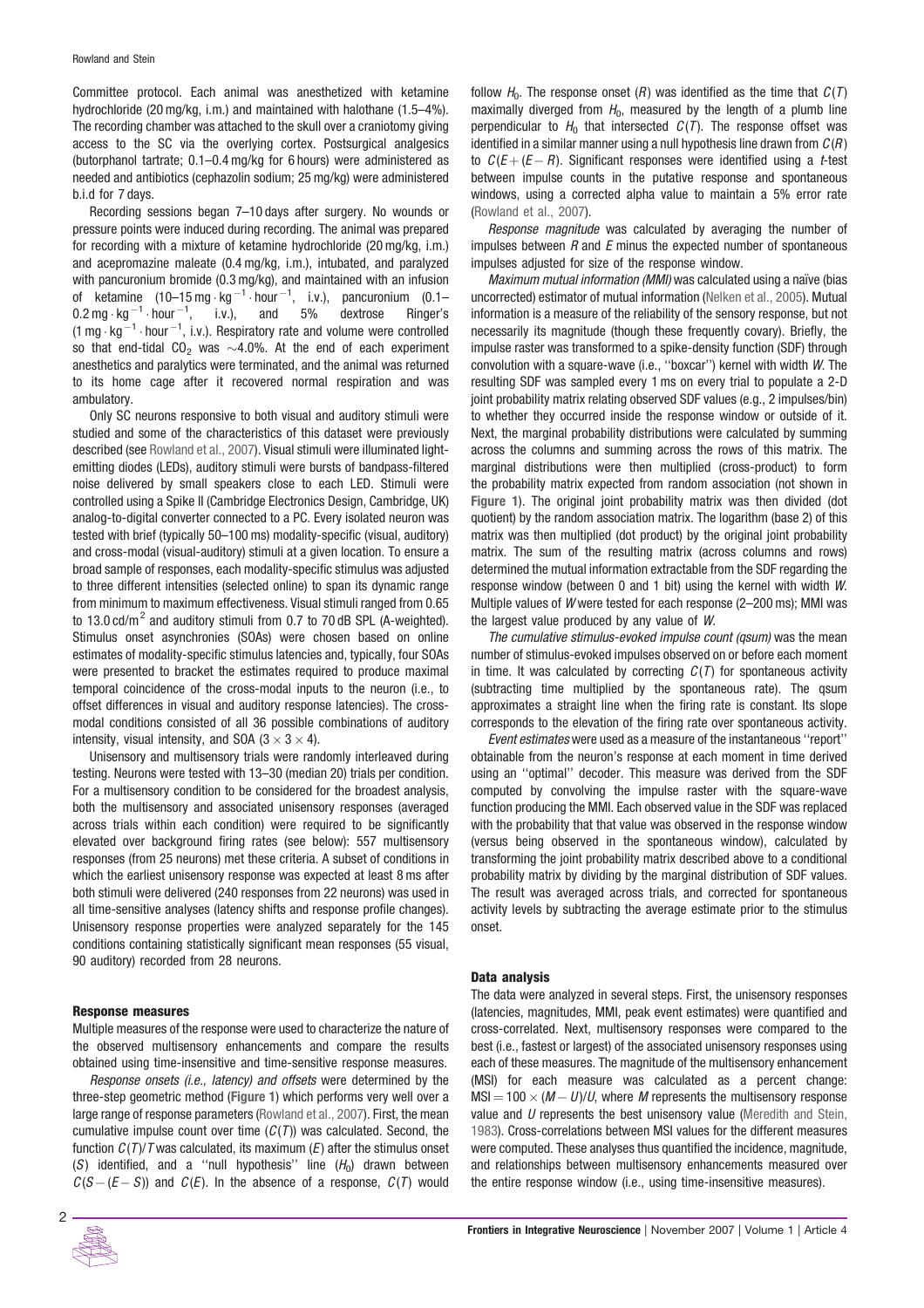Committee protocol. Each animal was anesthetized with ketamine hydrochloride (20 mg/kg, i.m.) and maintained with halothane (1.5–4%). The recording chamber was attached to the skull over a craniotomy giving access to the SC via the overlying cortex. Postsurgical analgesics (butorphanol tartrate; 0.1–0.4 mg/kg for 6 hours) were administered as needed and antibiotics (cephazolin sodium; 25 mg/kg) were administered b.i.d for 7 days.

Recording sessions began 7–10 days after surgery. No wounds or pressure points were induced during recording. The animal was prepared for recording with a mixture of ketamine hydrochloride (20 mg/kg, i.m.) and acepromazine maleate (0.4 mg/kg, i.m.), intubated, and paralyzed with pancuronium bromide (0.3 mg/kg), and maintained with an infusion of ketamine (10–15 $mg \cdot kg^{-1} \cdot hour^{-1}$, i.v.), pancuronium (0.1–0.2 $mg \cdot kg^{-1} \cdot hour^{-1}$, i.v.), and 5% dextrose Ringer's (1 $mg \cdot kg^{-1} \cdot hour^{-1}$, i.v.). Respiratory rate and volume were controlled so that end-tidal $CO_2$ was ~4.0%. At the end of each experiment anesthetics and paralytics were terminated, and the animal was returned to its home cage after it recovered normal respiration and was ambulatory.

Only SC neurons responsive to both visual and auditory stimuli were studied and some of the characteristics of this dataset were previously described (see Rowland et al., 2007). Visual stimuli were illuminated light-emitting diodes (LEDs), auditory stimuli were bursts of bandpass-filtered noise delivered by small speakers close to each LED. Stimuli were controlled using a Spike II (Cambridge Electronics Design, Cambridge, UK) analog-to-digital converter connected to a PC. Every isolated neuron was tested with brief (typically 50–100 ms) modality-specific (visual, auditory) and cross-modal (visual-auditory) stimuli at a given location. To ensure a broad sample of responses, each modality-specific stimulus was adjusted to three different intensities (selected online) to span its dynamic range from minimum to maximum effectiveness. Visual stimuli ranged from 0.65 to 13.0 $cd/m^2$ and auditory stimuli from 0.7 to 70 dB SPL (A-weighted). Stimulus onset asynchronies (SOAs) were chosen based on online estimates of modality-specific stimulus latencies and, typically, four SOAs were presented to bracket the estimates required to produce maximal temporal coincidence of the cross-modal inputs to the neuron (i.e., to offset differences in visual and auditory response latencies). The cross-modal conditions consisted of all 36 possible combinations of auditory intensity, visual intensity, and SOA ($3 \times 3 \times 4$).

Unisensory and multisensory trials were randomly interleaved during testing. Neurons were tested with 13–30 (median 20) trials per condition. For a multisensory condition to be considered for the broadest analysis, both the multisensory and associated unisensory responses (averaged across trials within each condition) were required to be significantly elevated over background firing rates (see below): 557 multisensory responses (from 25 neurons) met these criteria. A subset of conditions in which the earliest unisensory response was expected at least 8 ms after both stimuli were delivered (240 responses from 22 neurons) was used in all time-sensitive analyses (latency shifts and response profile changes). Unisensory response properties were analyzed separately for the 145 conditions containing statistically significant mean responses (55 visual, 90 auditory) recorded from 28 neurons.

### Response measures

Multiple measures of the response were used to characterize the nature of the observed multisensory enhancements and compare the results obtained using time-insensitive and time-sensitive response measures.

*Response onsets (i.e., latency) and offsets* were determined by the three-step geometric method (**Figure 1**) which performs very well over a large range of response parameters (Rowland et al., 2007). First, the mean cumulative impulse count over time ($C(T)$) was calculated. Second, the function $C(T)/T$ was calculated, its maximum ($E$) after the stimulus onset ($S$) identified, and a "null hypothesis" line ($H_0$) drawn between $C(S-(E-S))$ and $C(E)$. In the absence of a response, $C(T)$ would follow $H_0$. The response onset ($R$) was identified as the time that $C(T)$ maximally diverged from $H_0$, measured by the length of a plumb line perpendicular to $H_0$ that intersected $C(T)$. The response offset was identified in a similar manner using a null hypothesis line drawn from $C(R)$ to $C(E+(E-R)$. Significant responses were identified using a $t$-test between impulse counts in the putative response and spontaneous windows, using a corrected alpha value to maintain a 5% error rate (Rowland et al., 2007).

*Response magnitude* was calculated by averaging the number of impulses between $R$ and $E$ minus the expected number of spontaneous impulses adjusted for size of the response window.

*Maximum mutual information (MMI)* was calculated using a naïve (bias uncorrected) estimator of mutual information (Nelken et al., 2005). Mutual information is a measure of the reliability of the sensory response, but not necessarily its magnitude (though these frequently covary). Briefly, the impulse raster was transformed to a spike-density function (SDF) through convolution with a square-wave (i.e., "boxcar") kernel with width $W$. The resulting SDF was sampled every 1 ms on every trial to populate a 2-D joint probability matrix relating observed SDF values (e.g., 2 impulses/bin) to whether they occurred inside the response window or outside of it. Next, the marginal probability distributions were calculated by summing across the columns and summing across the rows of this matrix. The marginal distributions were then multiplied (cross-product) to form the probability matrix expected from random association (not shown in **Figure 1**). The original joint probability matrix was then divided (dot quotient) by the random association matrix. The logarithm (base 2) of this matrix was then multiplied (dot product) by the original joint probability matrix. The sum of the resulting matrix (across columns and rows) determined the mutual information extractable from the SDF regarding the response window (between 0 and 1 bit) using the kernel with width $W$. Multiple values of $W$ were tested for each response (2–200 ms); MMI was the largest value produced by any value of $W$.

*The cumulative stimulus-evoked impulse count (qsum)* was the mean number of stimulus-evoked impulses observed on or before each moment in time. It was calculated by correcting $C(T)$ for spontaneous activity (subtracting time multiplied by the spontaneous rate). The qsum approximates a straight line when the firing rate is constant. Its slope corresponds to the elevation of the firing rate over spontaneous activity.

*Event estimates* were used as a measure of the instantaneous "report" obtainable from the neuron's response at each moment in time derived using an "optimal" decoder. This measure was derived from the SDF computed by convolving the impulse raster with the square-wave function producing the MMI. Each observed value in the SDF was replaced with the probability that that value was observed in the response window (versus being observed in the spontaneous window), calculated by transforming the joint probability matrix described above to a conditional probability matrix by dividing by the marginal distribution of SDF values. The result was averaged across trials, and corrected for spontaneous activity levels by subtracting the average estimate prior to the stimulus onset.

### Data analysis

The data were analyzed in several steps. First, the unisensory responses (latencies, magnitudes, MMI, peak event estimates) were quantified and cross-correlated. Next, multisensory responses were compared to the best (i.e., fastest or largest) of the associated unisensory responses using each of these measures. The magnitude of the multisensory enhancement (MSI) for each measure was calculated as a percent change: $MSI = 100 \times (M-U)/U$, where $M$ represents the multisensory response value and $U$ represents the best unisensory value (Meredith and Stein, 1983). Cross-correlations between MSI values for the different measures were computed. These analyses thus quantified the incidence, magnitude, and relationships between multisensory enhancements measured over the entire response window (i.e., using time-insensitive measures).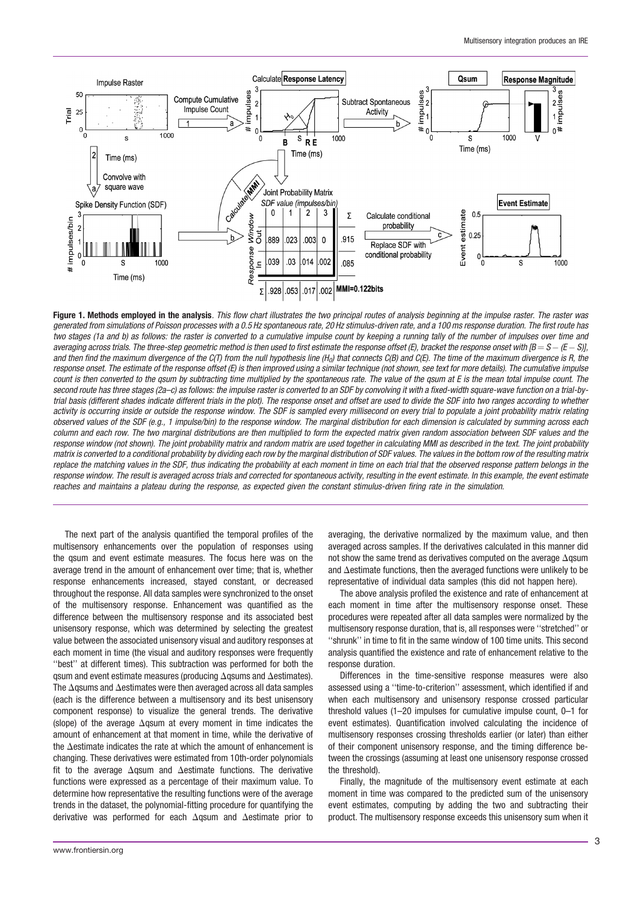**Figure 1. Methods employed in the analysis**. *This flow chart illustrates the two principal routes of analysis beginning at the impulse raster. The raster was generated from simulations of Poisson processes with a 0.5 Hz spontaneous rate, 20 Hz stimulus-driven rate, and a 100 ms response duration. The first route has two stages (1a and b) as follows: the raster is converted to a cumulative impulse count by keeping a running tally of the number of impulses over time and averaging across trials. The three-step geometric method is then used to first estimate the response offset (E), bracket the response onset with [B = S − (E − S)], and then find the maximum divergence of the C(T) from the null hypothesis line ($H_0$) that connects C(B) and C(E). The time of the maximum divergence is R, the response onset. The estimate of the response offset (E) is then improved using a similar technique (not shown, see text for more details). The cumulative impulse count is then converted to the qsum by subtracting time multiplied by the spontaneous rate. The value of the qsum at E is the mean total impulse count. The second route has three stages (2a–c) as follows: the impulse raster is converted to an SDF by convolving it with a fixed-width square-wave function on a trial-by-trial basis (different shades indicate different trials in the plot). The response onset and offset are used to divide the SDF into two ranges according to whether activity is occurring inside or outside the response window. The SDF is sampled every millisecond on every trial to populate a joint probability matrix relating observed values of the SDF (e.g., 1 impulse/bin) to the response window. The marginal distribution for each dimension is calculated by summing across each column and each row. The two marginal distributions are then multiplied to form the expected matrix given random association between SDF values and the response window (not shown). The joint probability matrix and random matrix are used together in calculating MMI as described in the text. The joint probability matrix is converted to a conditional probability by dividing each row by the marginal distribution of SDF values. The values in the bottom row of the resulting matrix replace the matching values in the SDF, thus indicating the probability at each moment in time on each trial that the observed response pattern belongs in the response window. The result is averaged across trials and corrected for spontaneous activity, resulting in the event estimate. In this example, the event estimate reaches and maintains a plateau during the response, as expected given the constant stimulus-driven firing rate in the simulation.*

The next part of the analysis quantified the temporal profiles of the multisensory enhancements over the population of responses using the qsum and event estimate measures. The focus here was on the average trend in the amount of enhancement over time; that is, whether response enhancements increased, stayed constant, or decreased throughout the response. All data samples were synchronized to the onset of the multisensory response. Enhancement was quantified as the difference between the multisensory response and its associated best unisensory response, which was determined by selecting the greatest value between the associated unisensory visual and auditory responses at each moment in time (the visual and auditory responses were frequently ''best'' at different times). This subtraction was performed for both the qsum and event estimate measures (producing $\Delta$qsums and $\Delta$estimates). The $\Delta$qsums and $\Delta$estimates were then averaged across all data samples (each is the difference between a multisensory and its best unisensory component response) to visualize the general trends. The derivative (slope) of the average $\Delta$qsum at every moment in time indicates the amount of enhancement at that moment in time, while the derivative of the $\Delta$estimate indicates the rate at which the amount of enhancement is changing. These derivatives were estimated from 10th-order polynomials fit to the average $\Delta$qsum and $\Delta$estimate functions. The derivative functions were expressed as a percentage of their maximum value. To determine how representative the resulting functions were of the average trends in the dataset, the polynomial-fitting procedure for quantifying the derivative was performed for each $\Delta$qsum and $\Delta$estimate prior to averaging, the derivative normalized by the maximum value, and then averaged across samples. If the derivatives calculated in this manner did not show the same trend as derivatives computed on the average $\Delta$qsum and $\Delta$estimate functions, then the averaged functions were unlikely to be representative of individual data samples (this did not happen here).

The above analysis profiled the existence and rate of enhancement at each moment in time after the multisensory response onset. These procedures were repeated after all data samples were normalized by the multisensory response duration, that is, all responses were ''stretched'' or ''shrunk'' in time to fit in the same window of 100 time units. This second analysis quantified the existence and rate of enhancement relative to the response duration.

Differences in the time-sensitive response measures were also assessed using a ''time-to-criterion'' assessment, which identified if and when each multisensory and unisensory response crossed particular threshold values (1–20 impulses for cumulative impulse count, 0–1 for event estimates). Quantification involved calculating the incidence of multisensory responses crossing thresholds earlier (or later) than either of their component unisensory response, and the timing difference between the crossings (assuming at least one unisensory response crossed the threshold).

Finally, the magnitude of the multisensory event estimate at each moment in time was compared to the predicted sum of the unisensory event estimates, computing by adding the two and subtracting their product. The multisensory response exceeds this unisensory sum when it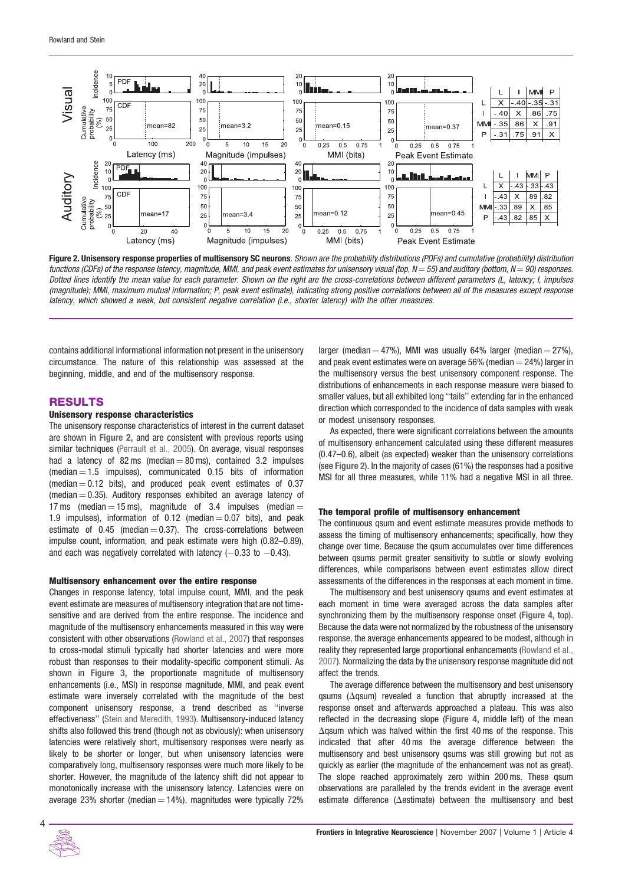**Figure 2. Unisensory response properties of multisensory SC neurons**. *Shown are the probability distributions (PDFs) and cumulative (probability) distribution functions (CDFs) of the response latency, magnitude, MMI, and peak event estimates for unisensory visual (top, N = 55) and auditory (bottom, N = 90) responses. Dotted lines identify the mean value for each parameter. Shown on the right are the cross-correlations between different parameters (L, latency; I, impulses (magnitude); MMI, maximum mutual information; P, peak event estimate), indicating strong positive correlations between all of the measures except response latency, which showed a weak, but consistent negative correlation (i.e., shorter latency) with the other measures.*

contains additional informational information not present in the unisensory circumstance. The nature of this relationship was assessed at the beginning, middle, and end of the multisensory response.

## RESULTS

### Unisensory response characteristics

The unisensory response characteristics of interest in the current dataset are shown in **Figure 2**, and are consistent with previous reports using similar techniques (Perrault et al., 2005). On average, visual responses had a latency of 82 ms (median = 80 ms), contained 3.2 impulses (median = 1.5 impulses), communicated 0.15 bits of information (median = 0.12 bits), and produced peak event estimates of 0.37 (median = 0.35). Auditory responses exhibited an average latency of 17 ms (median = 15 ms), magnitude of 3.4 impulses (median = 1.9 impulses), information of 0.12 (median = 0.07 bits), and peak estimate of 0.45 (median = 0.37). The cross-correlations between impulse count, information, and peak estimate were high (0.82–0.89), and each was negatively correlated with latency (−0.33 to −0.43).

### Multisensory enhancement over the entire response

Changes in response latency, total impulse count, MMI, and the peak event estimate are measures of multisensory integration that are not time-sensitive and are derived from the entire response. The incidence and magnitude of the multisensory enhancements measured in this way were consistent with other observations (Rowland et al., 2007) that responses to cross-modal stimuli typically had shorter latencies and were more robust than responses to their modality-specific component stimuli. As shown in **Figure 3**, the proportionate magnitude of multisensory enhancements (i.e., MSI) in response magnitude, MMI, and peak event estimate were inversely correlated with the magnitude of the best component unisensory response, a trend described as "inverse effectiveness" (Stein and Meredith, 1993). Multisensory-induced latency shifts also followed this trend (though not as obviously): when unisensory latencies were relatively short, multisensory responses were nearly as likely to be shorter or longer, but when unisensory latencies were comparatively long, multisensory responses were much more likely to be shorter. However, the magnitude of the latency shift did not appear to monotonically increase with the unisensory latency. Latencies were on average 23% shorter (median = 14%), magnitudes were typically 72% larger (median = 47%), MMI was usually 64% larger (median = 27%), and peak event estimates were on average 56% (median = 24%) larger in the multisensory versus the best unisensory component response. The distributions of enhancements in each response measure were biased to smaller values, but all exhibited long "tails" extending far in the enhanced direction which corresponded to the incidence of data samples with weak or modest unisensory responses.

As expected, there were significant correlations between the amounts of multisensory enhancement calculated using these different measures (0.47–0.6), albeit (as expected) weaker than the unisensory correlations (see **Figure 2**). In the majority of cases (61%) the responses had a positive MSI for all three measures, while 11% had a negative MSI in all three.

### The temporal profile of multisensory enhancement

The continuous qsum and event estimate measures provide methods to assess the timing of multisensory enhancements; specifically, how they change over time. Because the qsum accumulates over time differences between qsums permit greater sensitivity to subtle or slowly evolving differences, while comparisons between event estimates allow direct assessments of the differences in the responses at each moment in time.

The multisensory and best unisensory qsums and event estimates at each moment in time were averaged across the data samples after synchronizing them by the multisensory response onset (**Figure 4**, top). Because the data were not normalized by the robustness of the unisensory response, the average enhancements appeared to be modest, although in reality they represented large proportional enhancements (Rowland et al., 2007). Normalizing the data by the unisensory response magnitude did not affect the trends.

The average difference between the multisensory and best unisensory qsums (Δqsum) revealed a function that abruptly increased at the response onset and afterwards approached a plateau. This was also reflected in the decreasing slope (**Figure 4**, middle left) of the mean Δqsum which was halved within the first 40 ms of the response. This indicated that after 40 ms the average difference between the multisensory and best unisensory qsums was still growing but not as quickly as earlier (the magnitude of the enhancement was not as great). The slope reached approximately zero within 200 ms. These qsum observations are paralleled by the trends evident in the average event estimate difference (Δestimate) between the multisensory and best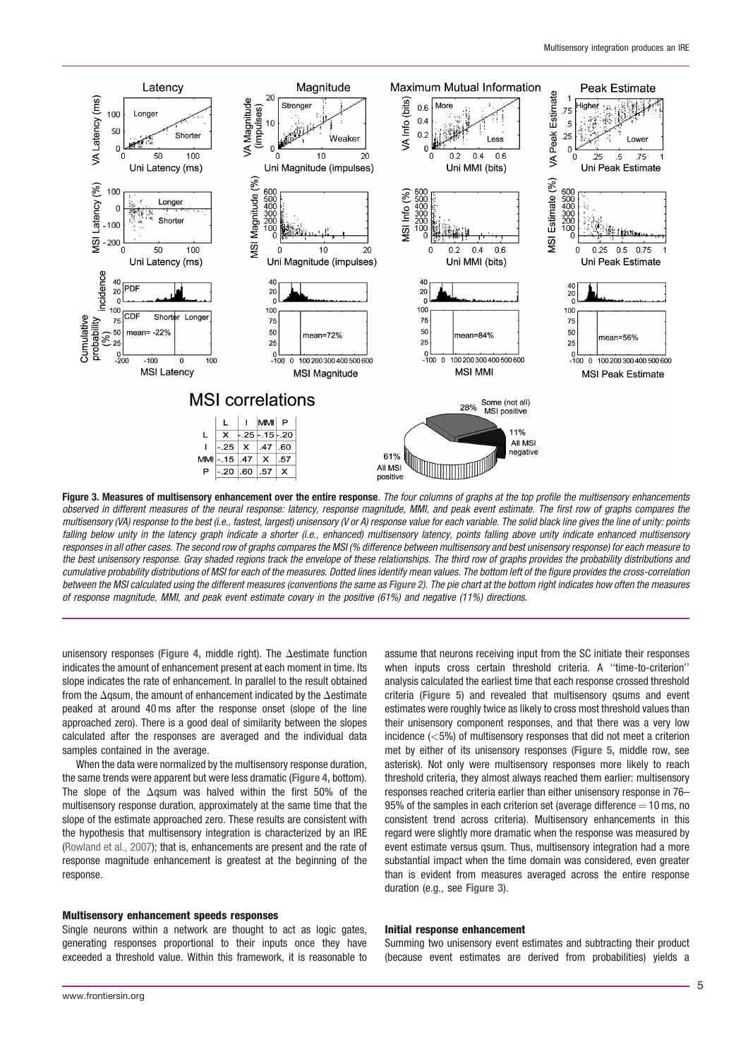**Figure 3. Measures of multisensory enhancement over the entire response**. *The four columns of graphs at the top profile the multisensory enhancements observed in different measures of the neural response: latency, response magnitude, MMI, and peak event estimate. The first row of graphs compares the multisensory (VA) response to the best (i.e., fastest, largest) unisensory (V or A) response value for each variable. The solid black line gives the line of unity: points falling below unity in the latency graph indicate a shorter (i.e., enhanced) multisensory latency, points falling above unity indicate enhanced multisensory responses in all other cases. The second row of graphs compares the MSI (% difference between multisensory and best unisensory response) for each measure to the best unisensory response. Gray shaded regions track the envelope of these relationships. The third row of graphs provides the probability distributions and cumulative probability distributions of MSI for each of the measures. Dotted lines identify mean values. The bottom left of the figure provides the cross-correlation between the MSI calculated using the different measures (conventions the same as Figure 2). The pie chart at the bottom right indicates how often the measures of response magnitude, MMI, and peak event estimate covary in the positive (61%) and negative (11%) directions.*

unisensory responses (**Figure 4**, middle right). The Δestimate function indicates the amount of enhancement present at each moment in time. Its slope indicates the rate of enhancement. In parallel to the result obtained from the Δqsum, the amount of enhancement indicated by the Δestimate peaked at around 40 ms after the response onset (slope of the line approached zero). There is a good deal of similarity between the slopes calculated after the responses are averaged and the individual data samples contained in the average.

When the data were normalized by the multisensory response duration, the same trends were apparent but were less dramatic (**Figure 4**, bottom). The slope of the Δqsum was halved within the first 50% of the multisensory response duration, approximately at the same time that the slope of the estimate approached zero. These results are consistent with the hypothesis that multisensory integration is characterized by an IRE (Rowland et al., 2007); that is, enhancements are present and the rate of response magnitude enhancement is greatest at the beginning of the response.

#### Multisensory enhancement speeds responses

Single neurons within a network are thought to act as logic gates, generating responses proportional to their inputs once they have exceeded a threshold value. Within this framework, it is reasonable to assume that neurons receiving input from the SC initiate their responses when inputs cross certain threshold criteria. A "time-to-criterion" analysis calculated the earliest time that each response crossed threshold criteria (**Figure 5**) and revealed that multisensory qsums and event estimates were roughly twice as likely to cross most threshold values than their unisensory component responses, and that there was a very low incidence (<5%) of multisensory responses that did not meet a criterion met by either of its unisensory responses (**Figure 5**, middle row, see asterisk). Not only were multisensory responses more likely to reach threshold criteria, they almost always reached them earlier: multisensory responses reached criteria earlier than either unisensory response in 76–95% of the samples in each criterion set (average difference = 10 ms, no consistent trend across criteria). Multisensory enhancements in this regard were slightly more dramatic when the response was measured by event estimate versus qsum. Thus, multisensory integration had a more substantial impact when the time domain was considered, even greater than is evident from measures averaged across the entire response duration (e.g., see **Figure 3**).

#### Initial response enhancement

Summing two unisensory event estimates and subtracting their product (because event estimates are derived from probabilities) yields a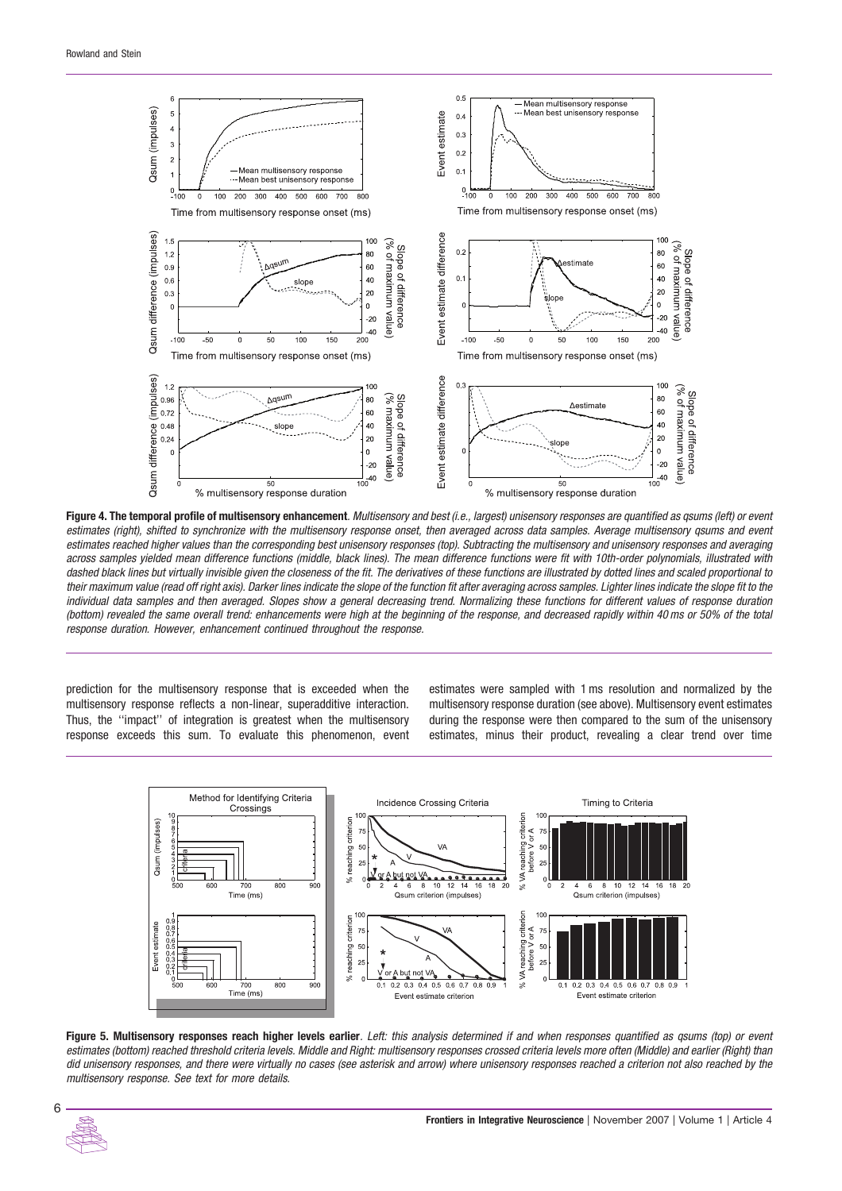**Figure 4. The temporal profile of multisensory enhancement**. *Multisensory and best (i.e., largest) unisensory responses are quantified as qsums (left) or event estimates (right), shifted to synchronize with the multisensory response onset, then averaged across data samples. Average multisensory qsums and event estimates reached higher values than the corresponding best unisensory responses (top). Subtracting the multisensory and unisensory responses and averaging across samples yielded mean difference functions (middle, black lines). The mean difference functions were fit with 10th-order polynomials, illustrated with dashed black lines but virtually invisible given the closeness of the fit. The derivatives of these functions are illustrated by dotted lines and scaled proportional to their maximum value (read off right axis). Darker lines indicate the slope of the function fit after averaging across samples. Lighter lines indicate the slope fit to the individual data samples and then averaged. Slopes show a general decreasing trend. Normalizing these functions for different values of response duration (bottom) revealed the same overall trend: enhancements were high at the beginning of the response, and decreased rapidly within 40 ms or 50% of the total response duration. However, enhancement continued throughout the response.*

prediction for the multisensory response that is exceeded when the multisensory response reflects a non-linear, superadditive interaction. Thus, the ''impact'' of integration is greatest when the multisensory response exceeds this sum. To evaluate this phenomenon, event estimates were sampled with 1 ms resolution and normalized by the multisensory response duration (see above). Multisensory event estimates during the response were then compared to the sum of the unisensory estimates, minus their product, revealing a clear trend over time

**Figure 5. Multisensory responses reach higher levels earlier**. *Left: this analysis determined if and when responses quantified as qsums (top) or event estimates (bottom) reached threshold criteria levels. Middle and Right: multisensory responses crossed criteria levels more often (Middle) and earlier (Right) than did unisensory responses, and there were virtually no cases (see asterisk and arrow) where unisensory responses reached a criterion not also reached by the multisensory response. See text for more details.*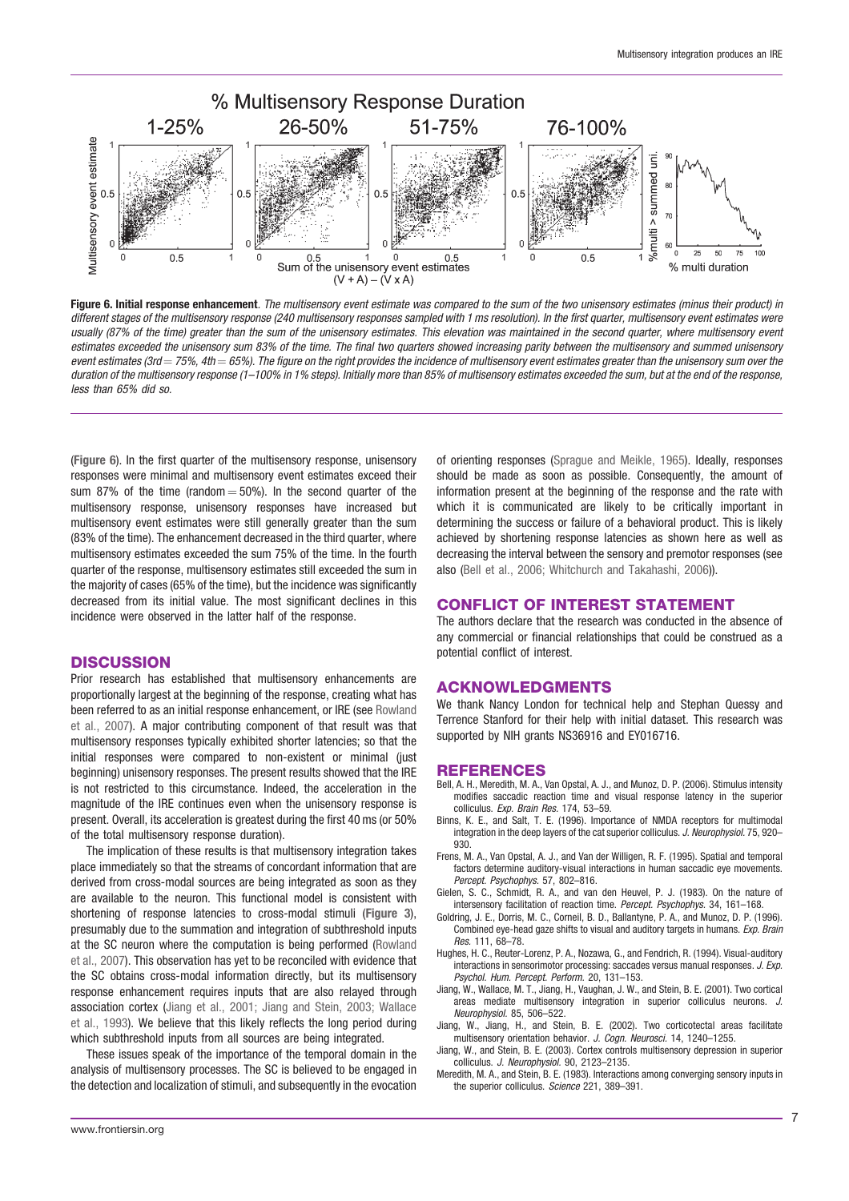**Figure 6. Initial response enhancement**. *The multisensory event estimate was compared to the sum of the two unisensory estimates (minus their product) in different stages of the multisensory response (240 multisensory responses sampled with 1 ms resolution). In the first quarter, multisensory event estimates were usually (87% of the time) greater than the sum of the unisensory estimates. This elevation was maintained in the second quarter, where multisensory event estimates exceeded the unisensory sum 83% of the time. The final two quarters showed increasing parity between the multisensory and summed unisensory event estimates (3rd = 75%, 4th = 65%). The figure on the right provides the incidence of multisensory event estimates greater than the unisensory sum over the duration of the multisensory response (1–100% in 1% steps). Initially more than 85% of multisensory estimates exceeded the sum, but at the end of the response, less than 65% did so.*

(**Figure 6**). In the first quarter of the multisensory response, unisensory responses were minimal and multisensory event estimates exceed their sum 87% of the time (random = 50%). In the second quarter of the multisensory response, unisensory responses have increased but multisensory event estimates were still generally greater than the sum (83% of the time). The enhancement decreased in the third quarter, where multisensory estimates exceeded the sum 75% of the time. In the fourth quarter of the response, multisensory estimates still exceeded the sum in the majority of cases (65% of the time), but the incidence was significantly decreased from its initial value. The most significant declines in this incidence were observed in the latter half of the response.

## DISCUSSION

Prior research has established that multisensory enhancements are proportionally largest at the beginning of the response, creating what has been referred to as an initial response enhancement, or IRE (see Rowland et al., 2007). A major contributing component of that result was that multisensory responses typically exhibited shorter latencies; so that the initial responses were compared to non-existent or minimal (just beginning) unisensory responses. The present results showed that the IRE is not restricted to this circumstance. Indeed, the acceleration in the magnitude of the IRE continues even when the unisensory response is present. Overall, its acceleration is greatest during the first 40 ms (or 50% of the total multisensory response duration).

The implication of these results is that multisensory integration takes place immediately so that the streams of concordant information that are derived from cross-modal sources are being integrated as soon as they are available to the neuron. This functional model is consistent with shortening of response latencies to cross-modal stimuli (**Figure 3**), presumably due to the summation and integration of subthreshold inputs at the SC neuron where the computation is being performed (Rowland et al., 2007). This observation has yet to be reconciled with evidence that the SC obtains cross-modal information directly, but its multisensory response enhancement requires inputs that are also relayed through association cortex (Jiang et al., 2001; Jiang and Stein, 2003; Wallace et al., 1993). We believe that this likely reflects the long period during which subthreshold inputs from all sources are being integrated.

These issues speak of the importance of the temporal domain in the analysis of multisensory processes. The SC is believed to be engaged in the detection and localization of stimuli, and subsequently in the evocation of orienting responses (Sprague and Meikle, 1965). Ideally, responses should be made as soon as possible. Consequently, the amount of information present at the beginning of the response and the rate with which it is communicated are likely to be critically important in determining the success or failure of a behavioral product. This is likely achieved by shortening response latencies as shown here as well as decreasing the interval between the sensory and premotor responses (see also (Bell et al., 2006; Whitchurch and Takahashi, 2006)).

## CONFLICT OF INTEREST STATEMENT

The authors declare that the research was conducted in the absence of any commercial or financial relationships that could be construed as a potential conflict of interest.

## ACKNOWLEDGMENTS

We thank Nancy London for technical help and Stephan Quessy and Terrence Stanford for their help with initial dataset. This research was supported by NIH grants NS36916 and EY016716.

## REFERENCES

Bell, A. H., Meredith, M. A., Van Opstal, A. J., and Munoz, D. P. (2006). Stimulus intensity modifies saccadic reaction time and visual response latency in the superior colliculus. *Exp. Brain Res.* 174, 53–59.

Binns, K. E., and Salt, T. E. (1996). Importance of NMDA receptors for multimodal integration in the deep layers of the cat superior colliculus. *J. Neurophysiol.* 75, 920–930.

Frens, M. A., Van Opstal, A. J., and Van der Willigen, R. F. (1995). Spatial and temporal factors determine auditory-visual interactions in human saccadic eye movements. *Percept. Psychophys.* 57, 802–816.

Gielen, S. C., Schmidt, R. A., and van den Heuvel, P. J. (1983). On the nature of intersensory facilitation of reaction time. *Percept. Psychophys.* 34, 161–168.

Goldring, J. E., Dorris, M. C., Corneil, B. D., Ballantyne, P. A., and Munoz, D. P. (1996). Combined eye-head gaze shifts to visual and auditory targets in humans. *Exp. Brain Res.* 111, 68–78.

Hughes, H. C., Reuter-Lorenz, P. A., Nozawa, G., and Fendrich, R. (1994). Visual-auditory interactions in sensorimotor processing: saccades versus manual responses. *J. Exp. Psychol. Hum. Percept. Perform.* 20, 131–153.

Jiang, W., Wallace, M. T., Jiang, H., Vaughan, J. W., and Stein, B. E. (2001). Two cortical areas mediate multisensory integration in superior colliculus neurons. *J. Neurophysiol.* 85, 506–522.

Jiang, W., Jiang, H., and Stein, B. E. (2002). Two corticotectal areas facilitate multisensory orientation behavior. *J. Cogn. Neurosci.* 14, 1240–1255.

Jiang, W., and Stein, B. E. (2003). Cortex controls multisensory depression in superior colliculus. *J. Neurophysiol.* 90, 2123–2135.

Meredith, M. A., and Stein, B. E. (1983). Interactions among converging sensory inputs in the superior colliculus. *Science* 221, 389–391.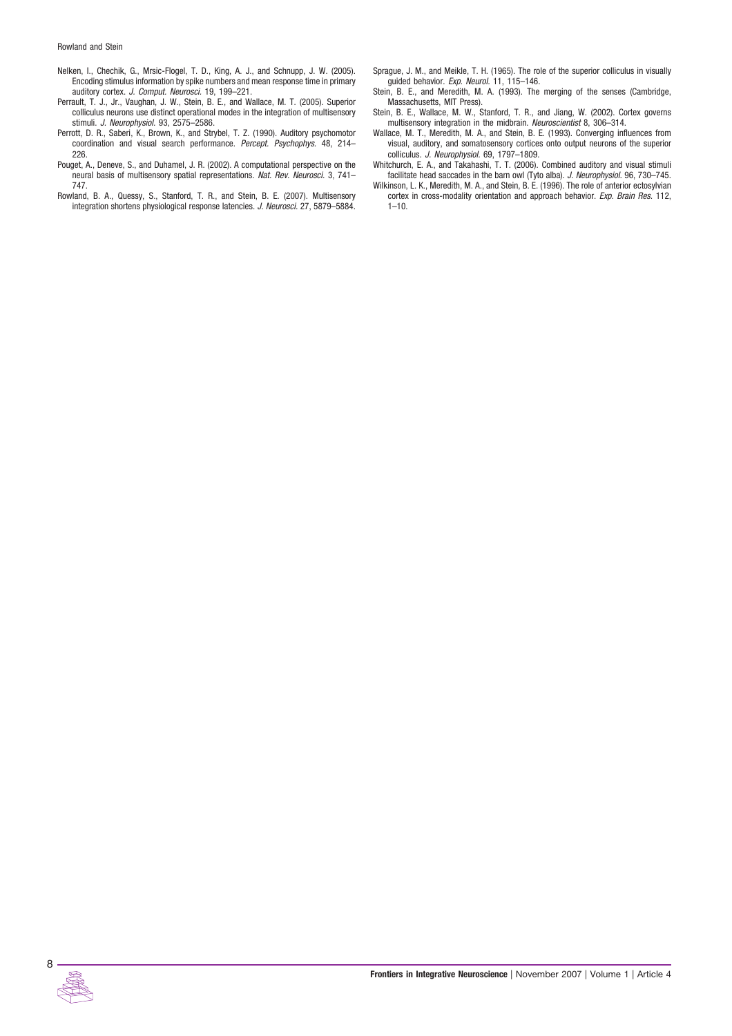Nelken, I., Chechik, G., Mrsic-Flogel, T. D., King, A. J., and Schnupp, J. W. (2005). Encoding stimulus information by spike numbers and mean response time in primary auditory cortex. *J. Comput. Neurosci.* 19, 199–221.

Perrault, T. J., Jr., Vaughan, J. W., Stein, B. E., and Wallace, M. T. (2005). Superior colliculus neurons use distinct operational modes in the integration of multisensory stimuli. *J. Neurophysiol.* 93, 2575–2586.

Perrott, D. R., Saberi, K., Brown, K., and Strybel, T. Z. (1990). Auditory psychomotor coordination and visual search performance. *Percept. Psychophys.* 48, 214–226.

Pouget, A., Deneve, S., and Duhamel, J. R. (2002). A computational perspective on the neural basis of multisensory spatial representations. *Nat. Rev. Neurosci.* 3, 741–747.

Rowland, B. A., Quessy, S., Stanford, T. R., and Stein, B. E. (2007). Multisensory integration shortens physiological response latencies. *J. Neurosci.* 27, 5879–5884.

Sprague, J. M., and Meikle, T. H. (1965). The role of the superior colliculus in visually guided behavior. *Exp. Neurol.* 11, 115–146.

Stein, B. E., and Meredith, M. A. (1993). The merging of the senses (Cambridge, Massachusetts, MIT Press).

Stein, B. E., Wallace, M. W., Stanford, T. R., and Jiang, W. (2002). Cortex governs multisensory integration in the midbrain. *Neuroscientist* 8, 306–314.

Wallace, M. T., Meredith, M. A., and Stein, B. E. (1993). Converging influences from visual, auditory, and somatosensory cortices onto output neurons of the superior colliculus. *J. Neurophysiol.* 69, 1797–1809.

Whitchurch, E. A., and Takahashi, T. T. (2006). Combined auditory and visual stimuli facilitate head saccades in the barn owl (Tyto alba). *J. Neurophysiol.* 96, 730–745.

Wilkinson, L. K., Meredith, M. A., and Stein, B. E. (1996). The role of anterior ectosylvian cortex in cross-modality orientation and approach behavior. *Exp. Brain Res.* 112, 1–10.